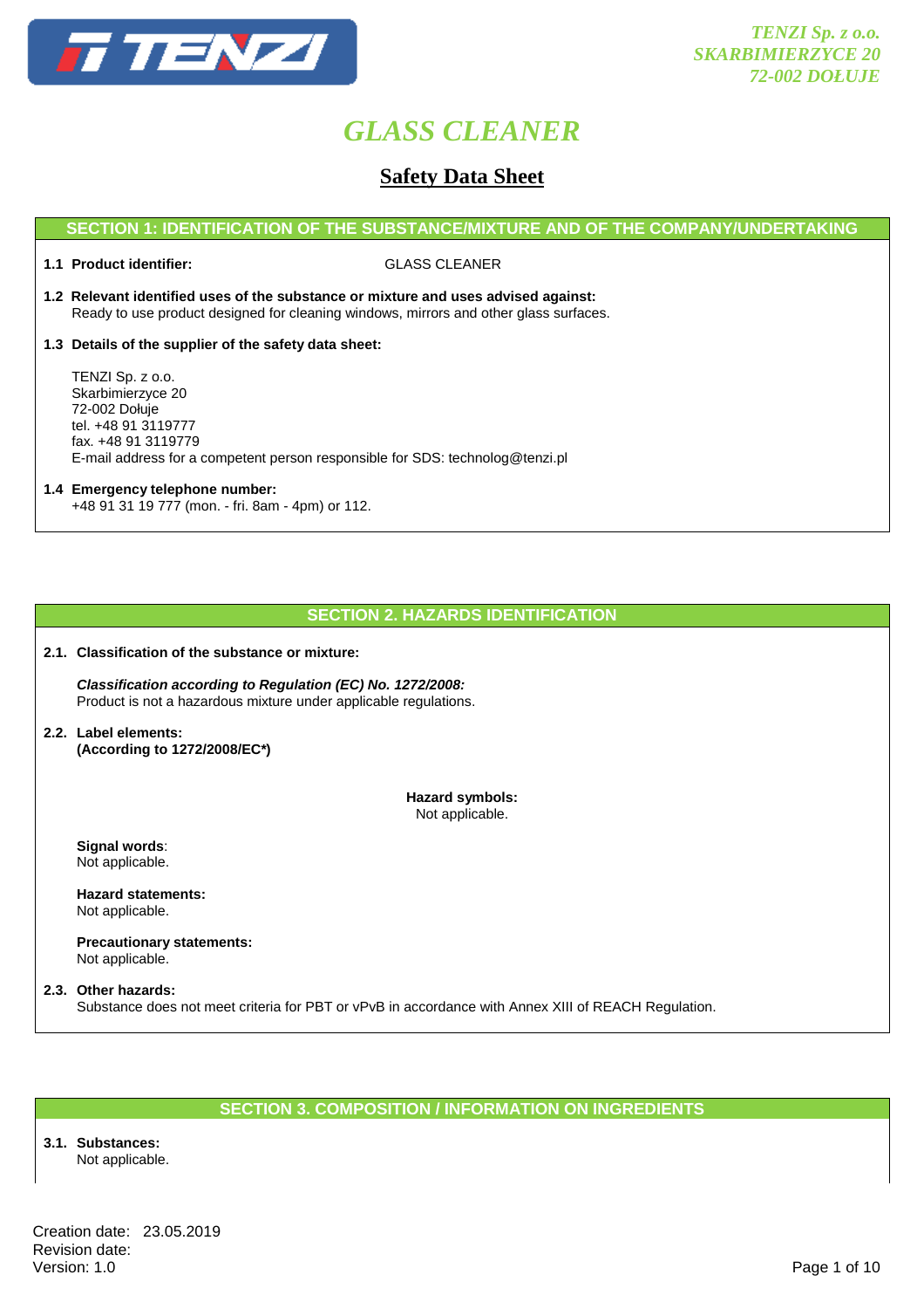TENZI Sp. z o.o.
SKARBIMIERZYCE 20
72-002 DOŁUJE

# GLASS CLEANER

## Safety Data Sheet

### SECTION 1: IDENTIFICATION OF THE SUBSTANCE/MIXTURE AND OF THE COMPANY/UNDERTAKING

**1.1 Product identifier:** GLASS CLEANER

**1.2 Relevant identified uses of the substance or mixture and uses advised against:**
Ready to use product designed for cleaning windows, mirrors and other glass surfaces.

**1.3 Details of the supplier of the safety data sheet:**

TENZI Sp. z o.o.
Skarbimierzyce 20
72-002 Dołuje
tel. +48 91 3119777
fax. +48 91 3119779
E-mail address for a competent person responsible for SDS: technolog@tenzi.pl

**1.4 Emergency telephone number:**
+48 91 31 19 777 (mon. - fri. 8am - 4pm) or 112.

### SECTION 2. HAZARDS IDENTIFICATION

**2.1. Classification of the substance or mixture:**

***Classification according to Regulation (EC) No. 1272/2008:***
Product is not a hazardous mixture under applicable regulations.

**2.2. Label elements:**
**(According to 1272/2008/EC*)**

**Hazard symbols:**
Not applicable.

**Signal words**:
Not applicable.

**Hazard statements:**
Not applicable.

**Precautionary statements:**
Not applicable.

**2.3. Other hazards:**
Substance does not meet criteria for PBT or vPvB in accordance with Annex XIII of REACH Regulation.

### SECTION 3. COMPOSITION / INFORMATION ON INGREDIENTS

**3.1. Substances:**
Not applicable.

Creation date: 23.05.2019
Revision date:
Version: 1.0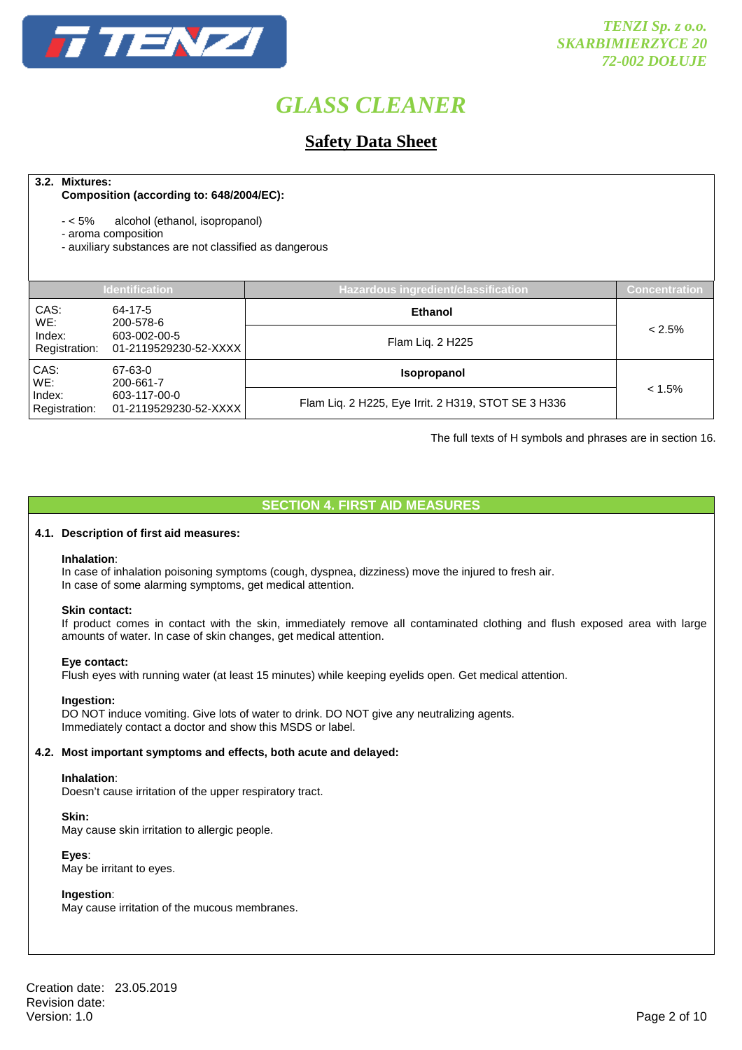**3.2. Mixtures:**

**Composition (according to: 648/2004/EC):**

- < 5%  alcohol (ethanol, isopropanol)
- aroma composition
- auxiliary substances are not classified as dangerous

| Identification | | Hazardous ingredient/classification | Concentration |
|---|---|---|---|
| CAS:<br>WE:<br>Index:<br>Registration: | 64-17-5<br>200-578-6<br>603-002-00-5<br>01-2119529230-52-XXXX | **Ethanol**<br>Flam Liq. 2 H225 | < 2.5% |
| CAS:<br>WE:<br>Index:<br>Registration: | 67-63-0<br>200-661-7<br>603-117-00-0<br>01-2119529230-52-XXXX | **Isopropanol**<br>Flam Liq. 2 H225, Eye Irrit. 2 H319, STOT SE 3 H336 | < 1.5% |

The full texts of H symbols and phrases are in section 16.

## SECTION 4. FIRST AID MEASURES

**4.1. Description of first aid measures:**

**Inhalation**:
In case of inhalation poisoning symptoms (cough, dyspnea, dizziness) move the injured to fresh air.
In case of some alarming symptoms, get medical attention.

**Skin contact:**
If product comes in contact with the skin, immediately remove all contaminated clothing and flush exposed area with large amounts of water. In case of skin changes, get medical attention.

**Eye contact:**
Flush eyes with running water (at least 15 minutes) while keeping eyelids open. Get medical attention.

**Ingestion:**
DO NOT induce vomiting. Give lots of water to drink. DO NOT give any neutralizing agents.
Immediately contact a doctor and show this MSDS or label.

**4.2. Most important symptoms and effects, both acute and delayed:**

**Inhalation**:
Doesn't cause irritation of the upper respiratory tract.

**Skin:**
May cause skin irritation to allergic people.

**Eyes**:
May be irritant to eyes.

**Ingestion**:
May cause irritation of the mucous membranes.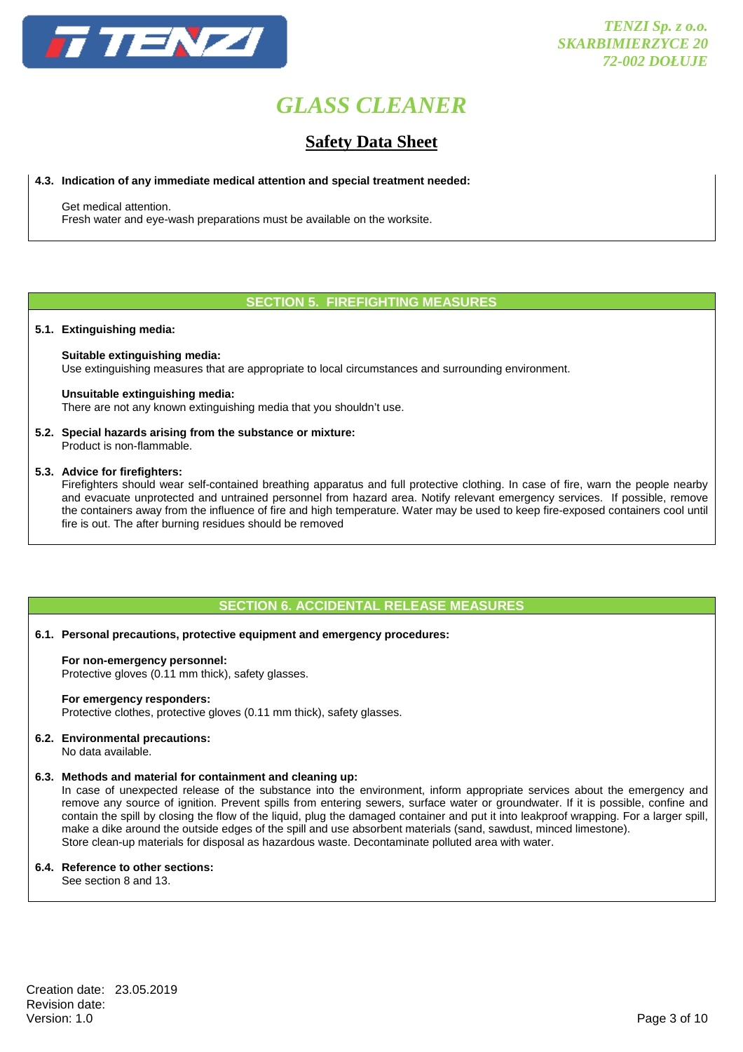**4.3. Indication of any immediate medical attention and special treatment needed:**

Get medical attention.
Fresh water and eye-wash preparations must be available on the worksite.

## SECTION 5. FIREFIGHTING MEASURES

**5.1. Extinguishing media:**

**Suitable extinguishing media:**
Use extinguishing measures that are appropriate to local circumstances and surrounding environment.

**Unsuitable extinguishing media:**
There are not any known extinguishing media that you shouldn't use.

**5.2. Special hazards arising from the substance or mixture:**
Product is non-flammable.

**5.3. Advice for firefighters:**
Firefighters should wear self-contained breathing apparatus and full protective clothing. In case of fire, warn the people nearby and evacuate unprotected and untrained personnel from hazard area. Notify relevant emergency services. If possible, remove the containers away from the influence of fire and high temperature. Water may be used to keep fire-exposed containers cool until fire is out. The after burning residues should be removed

## SECTION 6. ACCIDENTAL RELEASE MEASURES

**6.1. Personal precautions, protective equipment and emergency procedures:**

**For non-emergency personnel:**
Protective gloves (0.11 mm thick), safety glasses.

**For emergency responders:**
Protective clothes, protective gloves (0.11 mm thick), safety glasses.

**6.2. Environmental precautions:**
No data available.

**6.3. Methods and material for containment and cleaning up:**
In case of unexpected release of the substance into the environment, inform appropriate services about the emergency and remove any source of ignition. Prevent spills from entering sewers, surface water or groundwater. If it is possible, confine and contain the spill by closing the flow of the liquid, plug the damaged container and put it into leakproof wrapping. For a larger spill, make a dike around the outside edges of the spill and use absorbent materials (sand, sawdust, minced limestone).
Store clean-up materials for disposal as hazardous waste. Decontaminate polluted area with water.

**6.4. Reference to other sections:**
See section 8 and 13.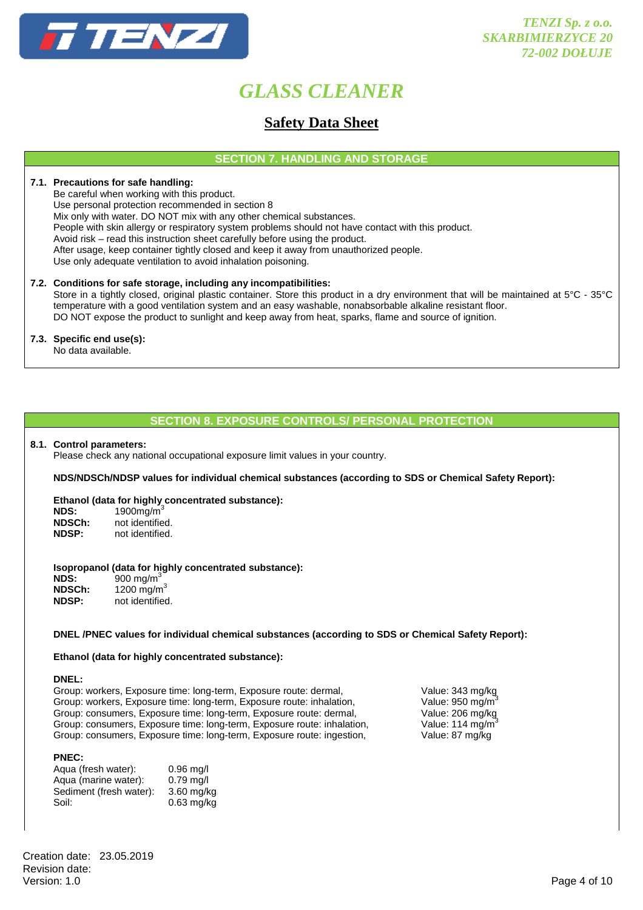## SECTION 7. HANDLING AND STORAGE

**7.1. Precautions for safe handling:**

Be careful when working with this product.
Use personal protection recommended in section 8
Mix only with water. DO NOT mix with any other chemical substances.
People with skin allergy or respiratory system problems should not have contact with this product.
Avoid risk – read this instruction sheet carefully before using the product.
After usage, keep container tightly closed and keep it away from unauthorized people.
Use only adequate ventilation to avoid inhalation poisoning.

**7.2. Conditions for safe storage, including any incompatibilities:**

Store in a tightly closed, original plastic container. Store this product in a dry environment that will be maintained at 5°C - 35°C temperature with a good ventilation system and an easy washable, nonabsorbable alkaline resistant floor.
DO NOT expose the product to sunlight and keep away from heat, sparks, flame and source of ignition.

**7.3. Specific end use(s):**

No data available.

## SECTION 8. EXPOSURE CONTROLS/ PERSONAL PROTECTION

**8.1. Control parameters:**

Please check any national occupational exposure limit values in your country.

**NDS/NDSCh/NDSP values for individual chemical substances (according to SDS or Chemical Safety Report):**

**Ethanol (data for highly concentrated substance):**

**NDS:** 1900mg/$m^3$
**NDSCh:** not identified.
**NDSP:** not identified.

**Isopropanol (data for highly concentrated substance):**

**NDS:** 900 mg/$m^3$
**NDSCh:** 1200 mg/$m^3$
**NDSP:** not identified.

**DNEL /PNEC values for individual chemical substances (according to SDS or Chemical Safety Report):**

**Ethanol (data for highly concentrated substance):**

**DNEL:**

| | |
|---|---|
| Group: workers, Exposure time: long-term, Exposure route: dermal, | Value: 343 mg/kg |
| Group: workers, Exposure time: long-term, Exposure route: inhalation, | Value: 950 mg/$m^3$ |
| Group: consumers, Exposure time: long-term, Exposure route: dermal, | Value: 206 mg/kg |
| Group: consumers, Exposure time: long-term, Exposure route: inhalation, | Value: 114 mg/$m^3$ |
| Group: consumers, Exposure time: long-term, Exposure route: ingestion, | Value: 87 mg/kg |

**PNEC:**

| | |
|---|---|
| Aqua (fresh water): | 0.96 mg/l |
| Aqua (marine water): | 0.79 mg/l |
| Sediment (fresh water): | 3.60 mg/kg |
| Soil: | 0.63 mg/kg |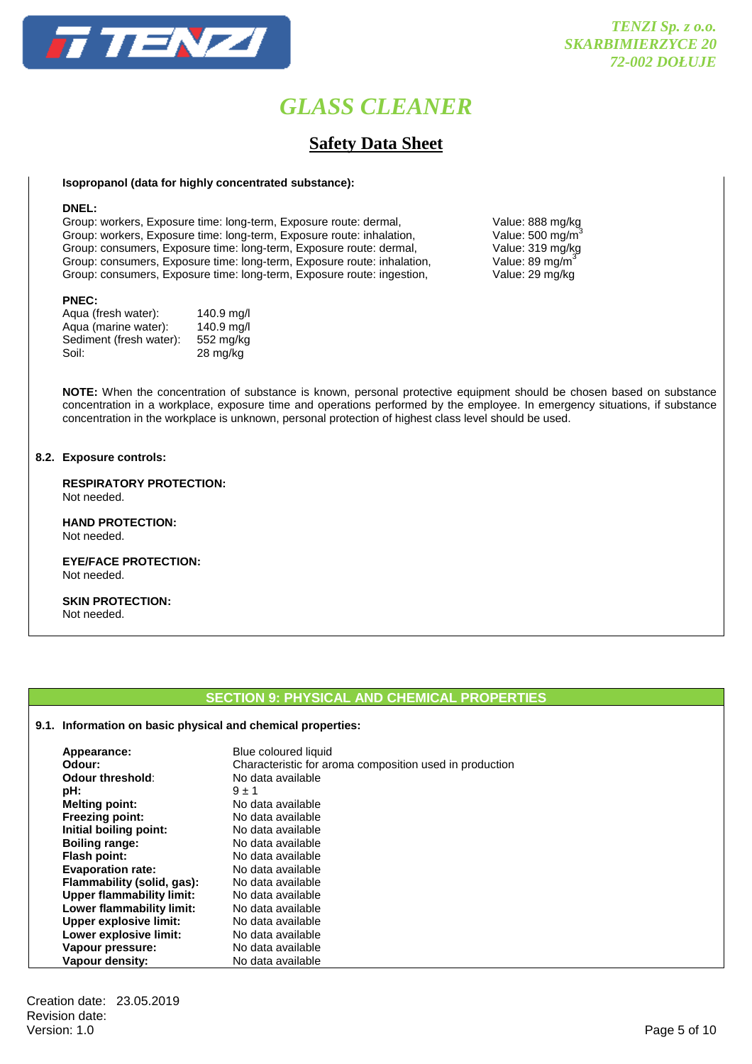**Isopropanol (data for highly concentrated substance):**

**DNEL:**

| Group | Exposure time | Exposure route | Value |
|---|---|---|---|
| Group: workers, | Exposure time: long-term, | Exposure route: dermal, | Value: 888 mg/kg |
| Group: workers, | Exposure time: long-term, | Exposure route: inhalation, | Value: 500 mg/m$^3$ |
| Group: consumers, | Exposure time: long-term, | Exposure route: dermal, | Value: 319 mg/kg |
| Group: consumers, | Exposure time: long-term, | Exposure route: inhalation, | Value: 89 mg/m$^3$ |
| Group: consumers, | Exposure time: long-term, | Exposure route: ingestion, | Value: 29 mg/kg |

**PNEC:**

| | |
|---|---|
| Aqua (fresh water): | 140.9 mg/l |
| Aqua (marine water): | 140.9 mg/l |
| Sediment (fresh water): | 552 mg/kg |
| Soil: | 28 mg/kg |

**NOTE:** When the concentration of substance is known, personal protective equipment should be chosen based on substance concentration in a workplace, exposure time and operations performed by the employee. In emergency situations, if substance concentration in the workplace is unknown, personal protection of highest class level should be used.

**8.2. Exposure controls:**

**RESPIRATORY PROTECTION:**
Not needed.

**HAND PROTECTION:**
Not needed.

**EYE/FACE PROTECTION:**
Not needed.

**SKIN PROTECTION:**
Not needed.

## SECTION 9: PHYSICAL AND CHEMICAL PROPERTIES

**9.1. Information on basic physical and chemical properties:**

| | |
|---|---|
| **Appearance:** | Blue coloured liquid |
| **Odour:** | Characteristic for aroma composition used in production |
| **Odour threshold:** | No data available |
| **pH:** | 9 ± 1 |
| **Melting point:** | No data available |
| **Freezing point:** | No data available |
| **Initial boiling point:** | No data available |
| **Boiling range:** | No data available |
| **Flash point:** | No data available |
| **Evaporation rate:** | No data available |
| **Flammability (solid, gas):** | No data available |
| **Upper flammability limit:** | No data available |
| **Lower flammability limit:** | No data available |
| **Upper explosive limit:** | No data available |
| **Lower explosive limit:** | No data available |
| **Vapour pressure:** | No data available |
| **Vapour density:** | No data available |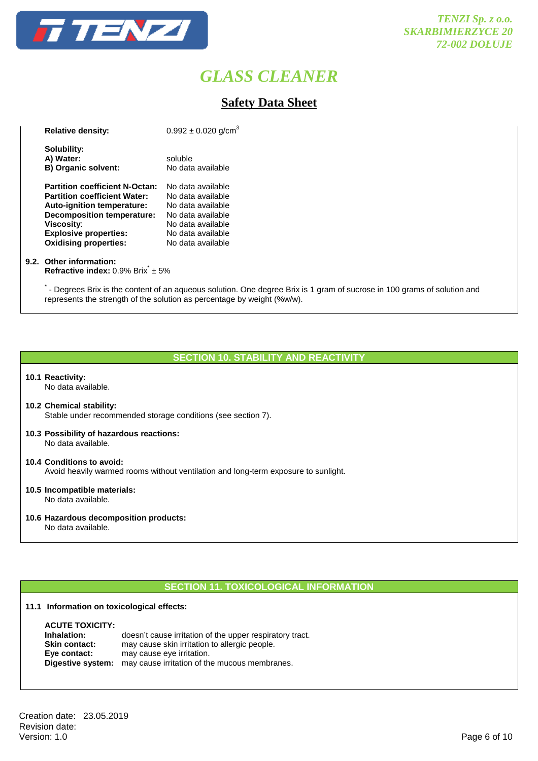# GLASS CLEANER

## Safety Data Sheet

**Relative density:** 0.992 ± 0.020 g/cm$^3$

**Solubility:**
**A) Water:** soluble
**B) Organic solvent:** No data available

| | |
|---|---|
| **Partition coefficient N-Octan:** | No data available |
| **Partition coefficient Water:** | No data available |
| **Auto-ignition temperature:** | No data available |
| **Decomposition temperature:** | No data available |
| **Viscosity:** | No data available |
| **Explosive properties:** | No data available |
| **Oxidising properties:** | No data available |

**9.2. Other information:**
**Refractive index:** 0.9% Brix* ± 5%

* - Degrees Brix is the content of an aqueous solution. One degree Brix is 1 gram of sucrose in 100 grams of solution and represents the strength of the solution as percentage by weight (%w/w).

## SECTION 10. STABILITY AND REACTIVITY

**10.1 Reactivity:**
No data available.

**10.2 Chemical stability:**
Stable under recommended storage conditions (see section 7).

**10.3 Possibility of hazardous reactions:**
No data available.

**10.4 Conditions to avoid:**
Avoid heavily warmed rooms without ventilation and long-term exposure to sunlight.

**10.5 Incompatible materials:**
No data available.

**10.6 Hazardous decomposition products:**
No data available.

## SECTION 11. TOXICOLOGICAL INFORMATION

**11.1 Information on toxicological effects:**

**ACUTE TOXICITY:**

| | |
|---|---|
| **Inhalation:** | doesn't cause irritation of the upper respiratory tract. |
| **Skin contact:** | may cause skin irritation to allergic people. |
| **Eye contact:** | may cause eye irritation. |
| **Digestive system:** | may cause irritation of the mucous membranes. |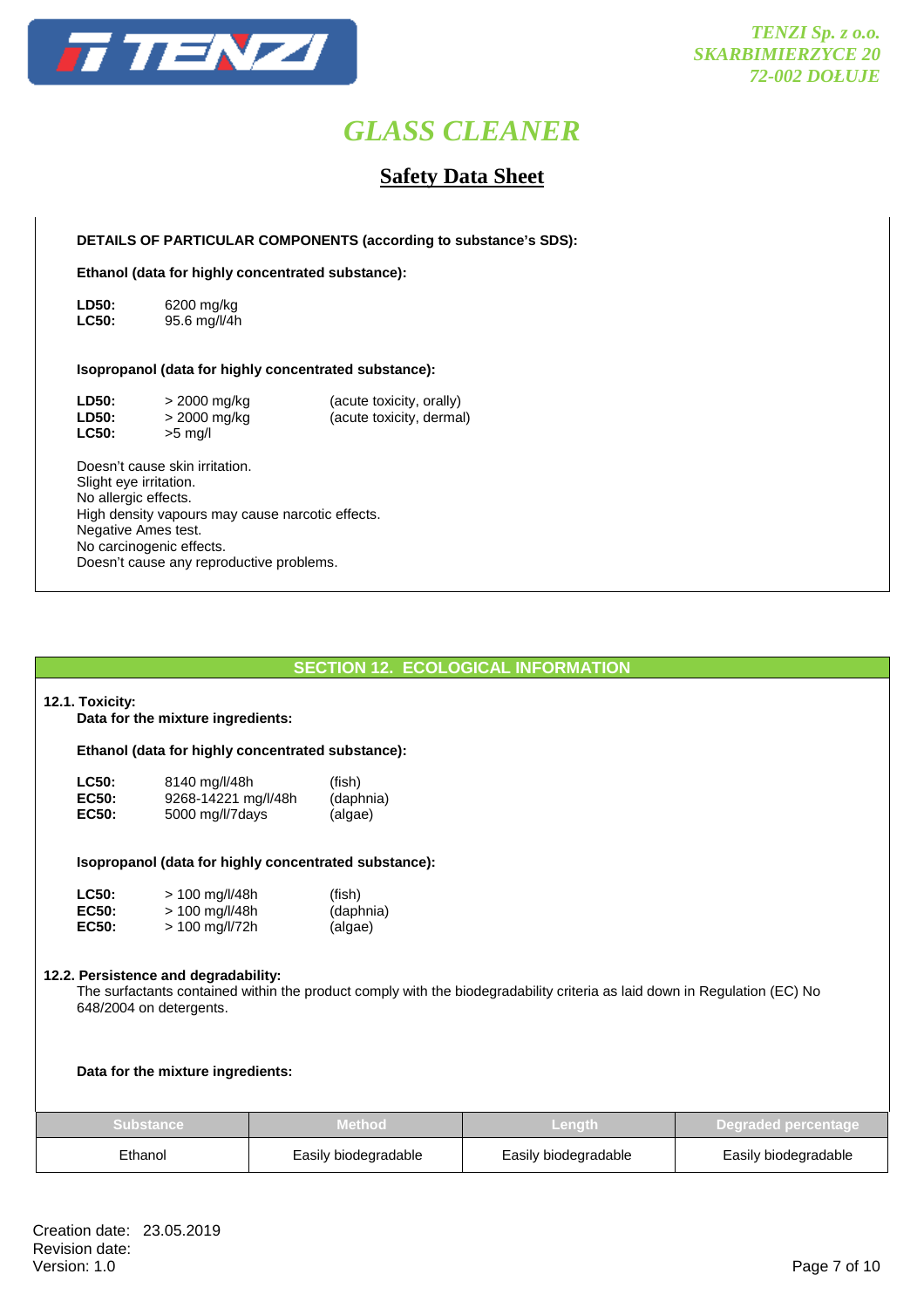**DETAILS OF PARTICULAR COMPONENTS (according to substance's SDS):**

**Ethanol (data for highly concentrated substance):**

| | |
|---|---|
| **LD50:** | 6200 mg/kg |
| **LC50:** | 95.6 mg/l/4h |

**Isopropanol (data for highly concentrated substance):**

| | | |
|---|---|---|
| **LD50:** | > 2000 mg/kg | (acute toxicity, orally) |
| **LD50:** | > 2000 mg/kg | (acute toxicity, dermal) |
| **LC50:** | >5 mg/l | |

Doesn't cause skin irritation.
Slight eye irritation.
No allergic effects.
High density vapours may cause narcotic effects.
Negative Ames test.
No carcinogenic effects.
Doesn't cause any reproductive problems.

## SECTION 12. ECOLOGICAL INFORMATION

**12.1. Toxicity:**

**Data for the mixture ingredients:**

**Ethanol (data for highly concentrated substance):**

| | | |
|---|---|---|
| **LC50:** | 8140 mg/l/48h | (fish) |
| **EC50:** | 9268-14221 mg/l/48h | (daphnia) |
| **EC50:** | 5000 mg/l/7days | (algae) |

**Isopropanol (data for highly concentrated substance):**

| | | |
|---|---|---|
| **LC50:** | > 100 mg/l/48h | (fish) |
| **EC50:** | > 100 mg/l/48h | (daphnia) |
| **EC50:** | > 100 mg/l/72h | (algae) |

**12.2. Persistence and degradability:**

The surfactants contained within the product comply with the biodegradability criteria as laid down in Regulation (EC) No 648/2004 on detergents.

**Data for the mixture ingredients:**

| Substance | Method | Length | Degraded percentage |
|---|---|---|---|
| Ethanol | Easily biodegradable | Easily biodegradable | Easily biodegradable |

Creation date: 23.05.2019
Revision date:
Version: 1.0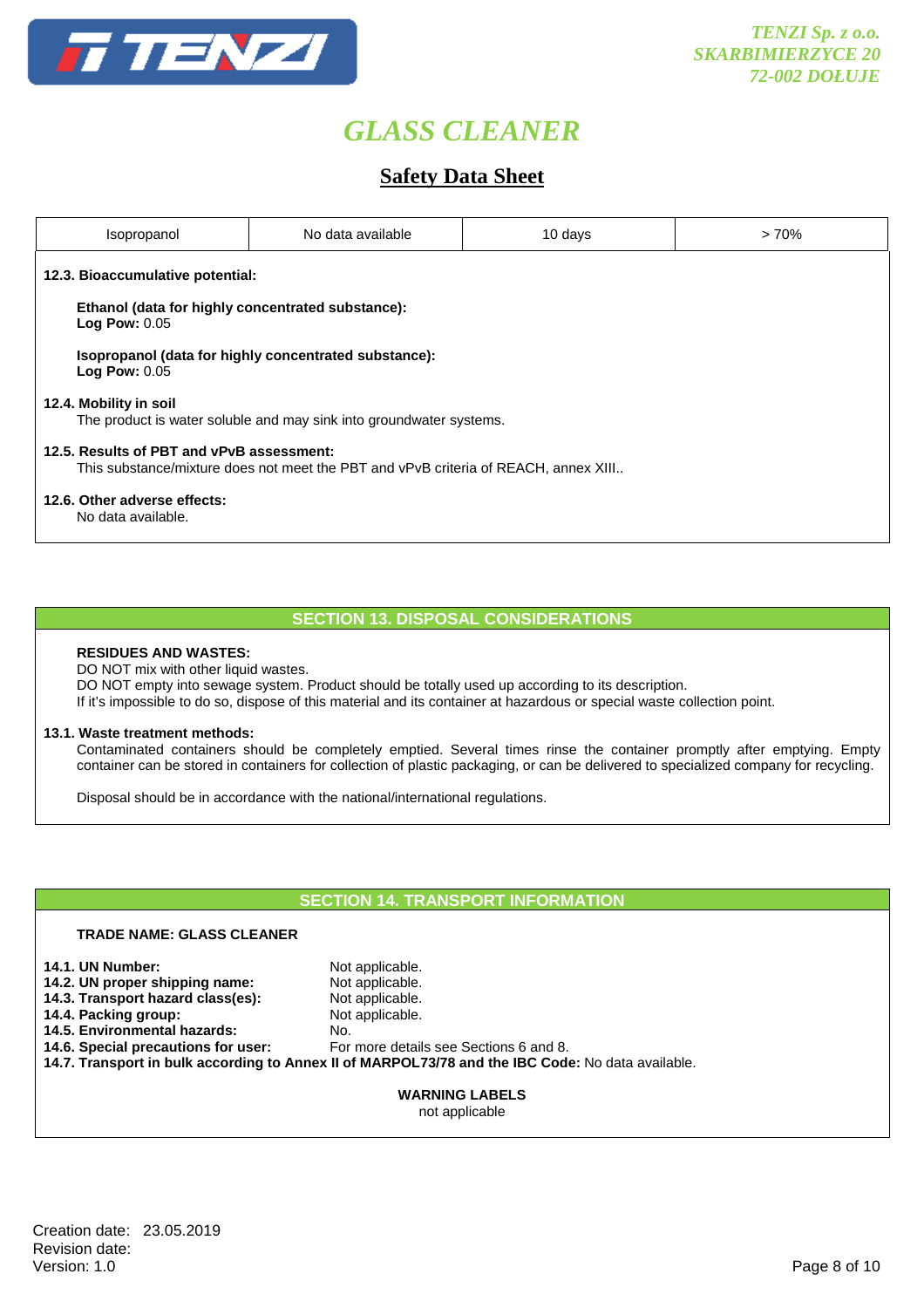| Isopropanol | No data available | 10 days | > 70% |
|---|---|---|---|

**12.3. Bioaccumulative potential:**

**Ethanol (data for highly concentrated substance):**
**Log Pow:** 0.05

**Isopropanol (data for highly concentrated substance):**
**Log Pow:** 0.05

**12.4. Mobility in soil**
The product is water soluble and may sink into groundwater systems.

**12.5. Results of PBT and vPvB assessment:**
This substance/mixture does not meet the PBT and vPvB criteria of REACH, annex XIII..

**12.6. Other adverse effects:**
No data available.

## SECTION 13. DISPOSAL CONSIDERATIONS

**RESIDUES AND WASTES:**
DO NOT mix with other liquid wastes.
DO NOT empty into sewage system. Product should be totally used up according to its description.
If it's impossible to do so, dispose of this material and its container at hazardous or special waste collection point.

**13.1. Waste treatment methods:**
Contaminated containers should be completely emptied. Several times rinse the container promptly after emptying. Empty container can be stored in containers for collection of plastic packaging, or can be delivered to specialized company for recycling.

Disposal should be in accordance with the national/international regulations.

## SECTION 14. TRANSPORT INFORMATION

**TRADE NAME: GLASS CLEANER**

**14.1. UN Number:** Not applicable.
**14.2. UN proper shipping name:** Not applicable.
**14.3. Transport hazard class(es):** Not applicable.
**14.4. Packing group:** Not applicable.
**14.5. Environmental hazards:** No.
**14.6. Special precautions for user:** For more details see Sections 6 and 8.
**14.7. Transport in bulk according to Annex II of MARPOL73/78 and the IBC Code:** No data available.

**WARNING LABELS**
not applicable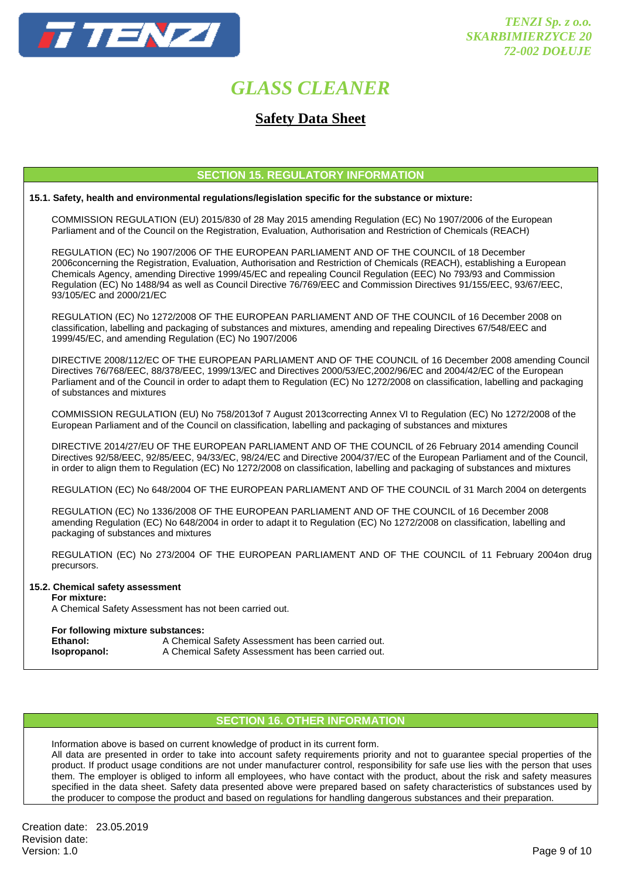## SECTION 15. REGULATORY INFORMATION

**15.1. Safety, health and environmental regulations/legislation specific for the substance or mixture:**

COMMISSION REGULATION (EU) 2015/830 of 28 May 2015 amending Regulation (EC) No 1907/2006 of the European Parliament and of the Council on the Registration, Evaluation, Authorisation and Restriction of Chemicals (REACH)

REGULATION (EC) No 1907/2006 OF THE EUROPEAN PARLIAMENT AND OF THE COUNCIL of 18 December 2006concerning the Registration, Evaluation, Authorisation and Restriction of Chemicals (REACH), establishing a European Chemicals Agency, amending Directive 1999/45/EC and repealing Council Regulation (EEC) No 793/93 and Commission Regulation (EC) No 1488/94 as well as Council Directive 76/769/EEC and Commission Directives 91/155/EEC, 93/67/EEC, 93/105/EC and 2000/21/EC

REGULATION (EC) No 1272/2008 OF THE EUROPEAN PARLIAMENT AND OF THE COUNCIL of 16 December 2008 on classification, labelling and packaging of substances and mixtures, amending and repealing Directives 67/548/EEC and 1999/45/EC, and amending Regulation (EC) No 1907/2006

DIRECTIVE 2008/112/EC OF THE EUROPEAN PARLIAMENT AND OF THE COUNCIL of 16 December 2008 amending Council Directives 76/768/EEC, 88/378/EEC, 1999/13/EC and Directives 2000/53/EC,2002/96/EC and 2004/42/EC of the European Parliament and of the Council in order to adapt them to Regulation (EC) No 1272/2008 on classification, labelling and packaging of substances and mixtures

COMMISSION REGULATION (EU) No 758/2013of 7 August 2013correcting Annex VI to Regulation (EC) No 1272/2008 of the European Parliament and of the Council on classification, labelling and packaging of substances and mixtures

DIRECTIVE 2014/27/EU OF THE EUROPEAN PARLIAMENT AND OF THE COUNCIL of 26 February 2014 amending Council Directives 92/58/EEC, 92/85/EEC, 94/33/EC, 98/24/EC and Directive 2004/37/EC of the European Parliament and of the Council, in order to align them to Regulation (EC) No 1272/2008 on classification, labelling and packaging of substances and mixtures

REGULATION (EC) No 648/2004 OF THE EUROPEAN PARLIAMENT AND OF THE COUNCIL of 31 March 2004 on detergents

REGULATION (EC) No 1336/2008 OF THE EUROPEAN PARLIAMENT AND OF THE COUNCIL of 16 December 2008 amending Regulation (EC) No 648/2004 in order to adapt it to Regulation (EC) No 1272/2008 on classification, labelling and packaging of substances and mixtures

REGULATION (EC) No 273/2004 OF THE EUROPEAN PARLIAMENT AND OF THE COUNCIL of 11 February 2004on drug precursors.

**15.2. Chemical safety assessment**

**For mixture:**

A Chemical Safety Assessment has not been carried out.

**For following mixture substances:**

**Ethanol:** A Chemical Safety Assessment has been carried out.
**Isopropanol:** A Chemical Safety Assessment has been carried out.

## SECTION 16. OTHER INFORMATION

Information above is based on current knowledge of product in its current form.
All data are presented in order to take into account safety requirements priority and not to guarantee special properties of the product. If product usage conditions are not under manufacturer control, responsibility for safe use lies with the person that uses them. The employer is obliged to inform all employees, who have contact with the product, about the risk and safety measures specified in the data sheet. Safety data presented above were prepared based on safety characteristics of substances used by the producer to compose the product and based on regulations for handling dangerous substances and their preparation.

Creation date: 23.05.2019
Revision date:
Version: 1.0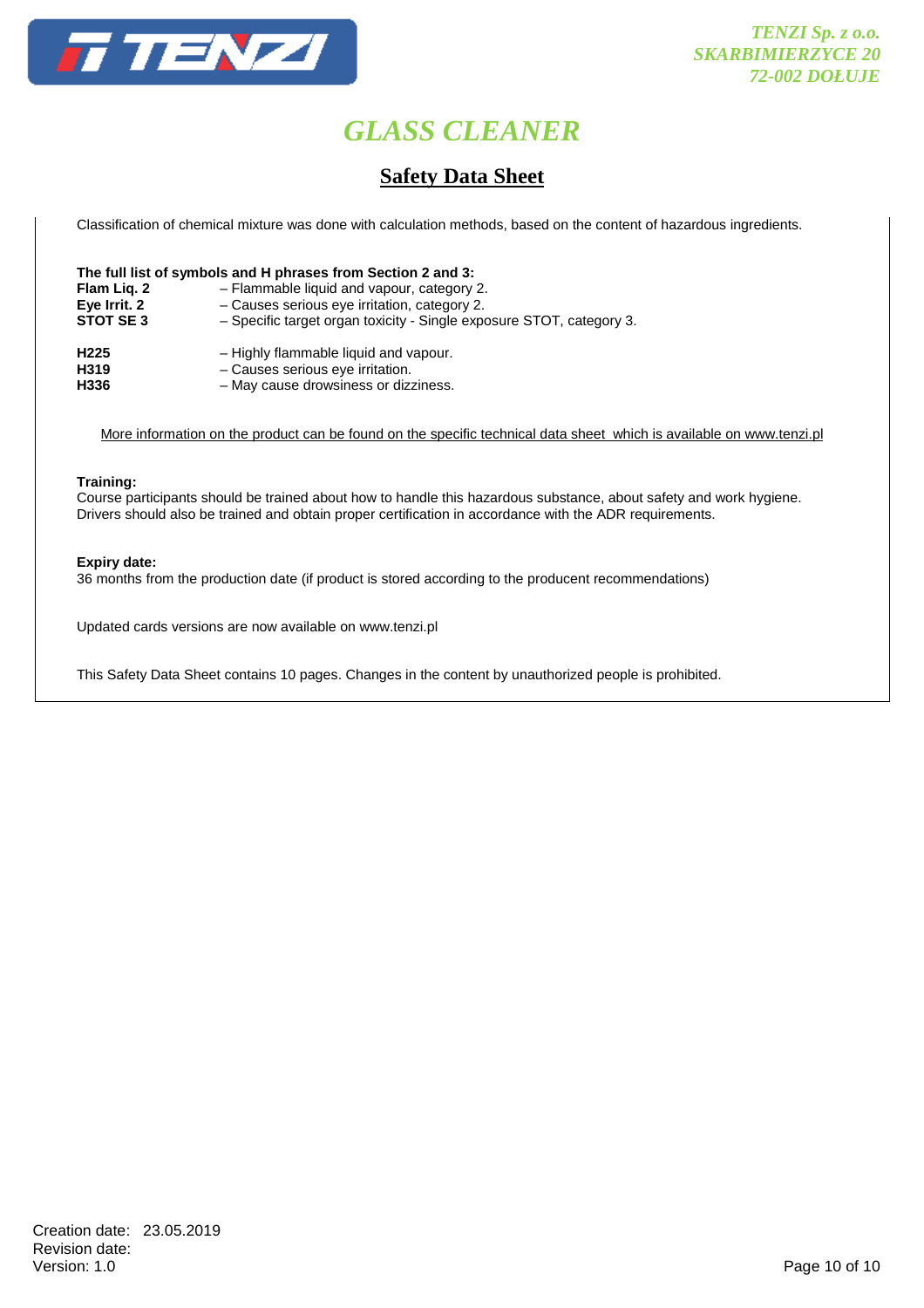# GLASS CLEANER

## Safety Data Sheet

Classification of chemical mixture was done with calculation methods, based on the content of hazardous ingredients.

**The full list of symbols and H phrases from Section 2 and 3:**

**Flam Liq. 2** – Flammable liquid and vapour, category 2.
**Eye Irrit. 2** – Causes serious eye irritation, category 2.
**STOT SE 3** – Specific target organ toxicity - Single exposure STOT, category 3.

**H225** – Highly flammable liquid and vapour.
**H319** – Causes serious eye irritation.
**H336** – May cause drowsiness or dizziness.

More information on the product can be found on the specific technical data sheet which is available on www.tenzi.pl

**Training:**
Course participants should be trained about how to handle this hazardous substance, about safety and work hygiene. Drivers should also be trained and obtain proper certification in accordance with the ADR requirements.

**Expiry date:**
36 months from the production date (if product is stored according to the producent recommendations)

Updated cards versions are now available on www.tenzi.pl

This Safety Data Sheet contains 10 pages. Changes in the content by unauthorized people is prohibited.

Creation date: 23.05.2019
Revision date:
Version: 1.0